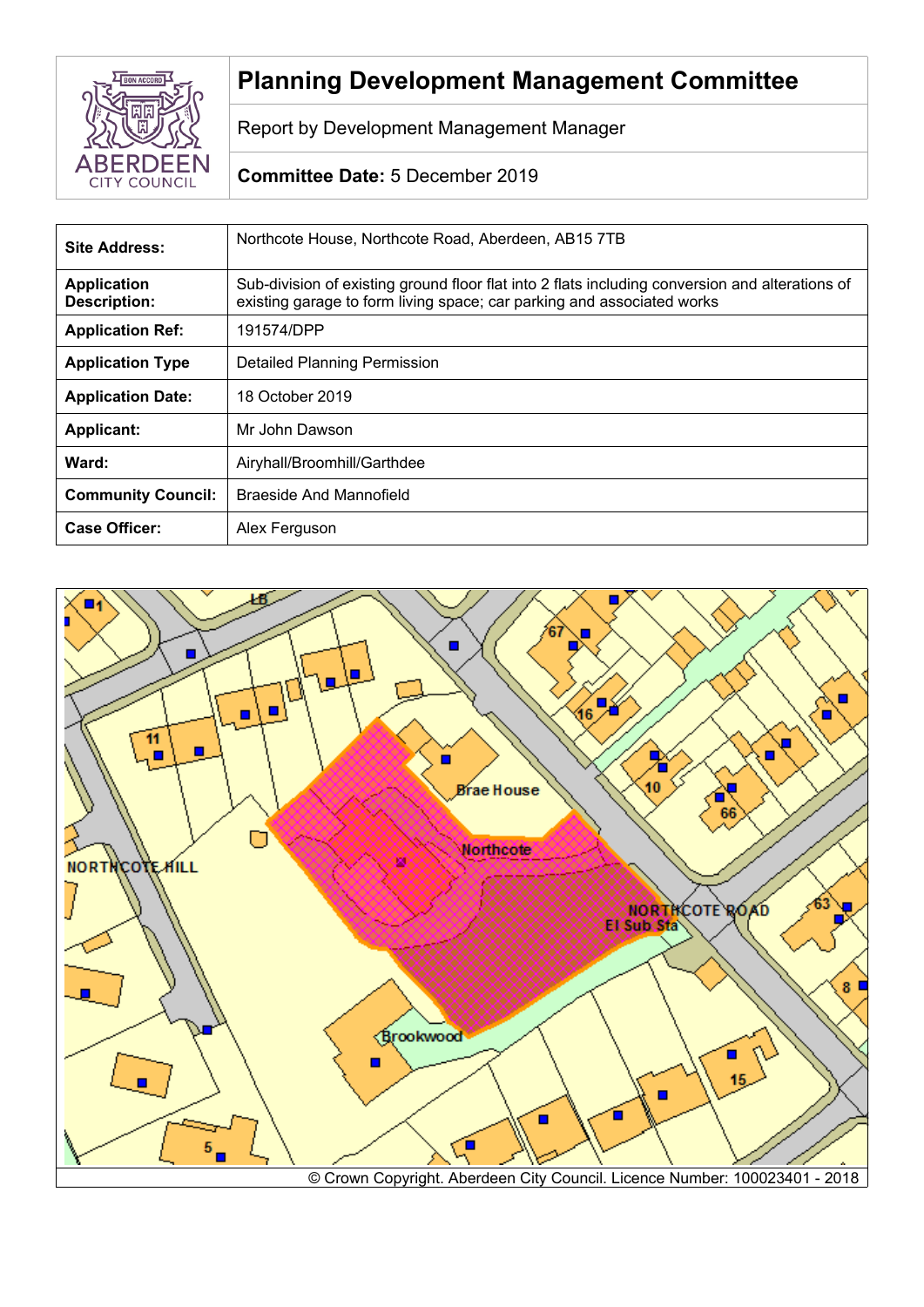# Planning Development Management Committee

Report by Development Management Manager

**Committee Date:** 5 December 2019

| | |
|---|---|
| **Site Address:** | Northcote House, Northcote Road, Aberdeen, AB15 7TB |
| **Application Description:** | Sub-division of existing ground floor flat into 2 flats including conversion and alterations of existing garage to form living space; car parking and associated works |
| **Application Ref:** | 191574/DPP |
| **Application Type** | Detailed Planning Permission |
| **Application Date:** | 18 October 2019 |
| **Applicant:** | Mr John Dawson |
| **Ward:** | Airyhall/Broomhill/Garthdee |
| **Community Council:** | Braeside And Mannofield |
| **Case Officer:** | Alex Ferguson |

© Crown Copyright. Aberdeen City Council. Licence Number: 100023401 - 2018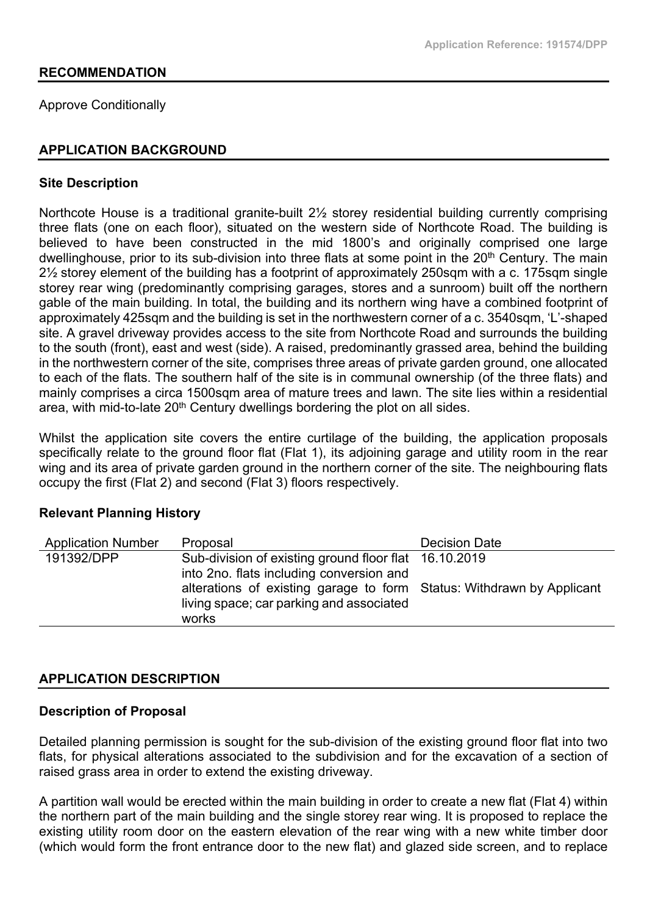## RECOMMENDATION

Approve Conditionally

## APPLICATION BACKGROUND

### Site Description

Northcote House is a traditional granite-built 2½ storey residential building currently comprising three flats (one on each floor), situated on the western side of Northcote Road. The building is believed to have been constructed in the mid 1800's and originally comprised one large dwellinghouse, prior to its sub-division into three flats at some point in the 20th Century. The main 2½ storey element of the building has a footprint of approximately 250sqm with a c. 175sqm single storey rear wing (predominantly comprising garages, stores and a sunroom) built off the northern gable of the main building. In total, the building and its northern wing have a combined footprint of approximately 425sqm and the building is set in the northwestern corner of a c. 3540sqm, 'L'-shaped site. A gravel driveway provides access to the site from Northcote Road and surrounds the building to the south (front), east and west (side). A raised, predominantly grassed area, behind the building in the northwestern corner of the site, comprises three areas of private garden ground, one allocated to each of the flats. The southern half of the site is in communal ownership (of the three flats) and mainly comprises a circa 1500sqm area of mature trees and lawn. The site lies within a residential area, with mid-to-late 20th Century dwellings bordering the plot on all sides.

Whilst the application site covers the entire curtilage of the building, the application proposals specifically relate to the ground floor flat (Flat 1), its adjoining garage and utility room in the rear wing and its area of private garden ground in the northern corner of the site. The neighbouring flats occupy the first (Flat 2) and second (Flat 3) floors respectively.

### Relevant Planning History

| Application Number | Proposal | Decision Date |
|---|---|---|
| 191392/DPP | Sub-division of existing ground floor flat into 2no. flats including conversion and alterations of existing garage to form living space; car parking and associated works | 16.10.2019<br><br>Status: Withdrawn by Applicant |

## APPLICATION DESCRIPTION

### Description of Proposal

Detailed planning permission is sought for the sub-division of the existing ground floor flat into two flats, for physical alterations associated to the subdivision and for the excavation of a section of raised grass area in order to extend the existing driveway.

A partition wall would be erected within the main building in order to create a new flat (Flat 4) within the northern part of the main building and the single storey rear wing. It is proposed to replace the existing utility room door on the eastern elevation of the rear wing with a new white timber door (which would form the front entrance door to the new flat) and glazed side screen, and to replace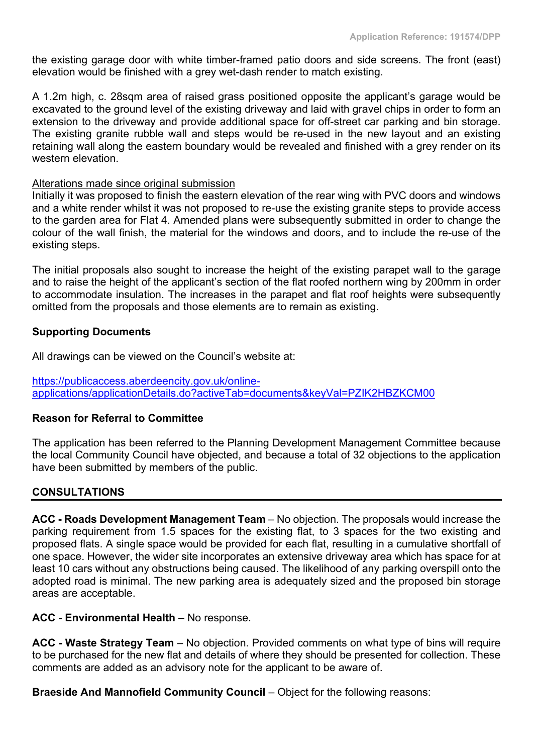the existing garage door with white timber-framed patio doors and side screens. The front (east) elevation would be finished with a grey wet-dash render to match existing.

A 1.2m high, c. 28sqm area of raised grass positioned opposite the applicant's garage would be excavated to the ground level of the existing driveway and laid with gravel chips in order to form an extension to the driveway and provide additional space for off-street car parking and bin storage. The existing granite rubble wall and steps would be re-used in the new layout and an existing retaining wall along the eastern boundary would be revealed and finished with a grey render on its western elevation.

Alterations made since original submission

Initially it was proposed to finish the eastern elevation of the rear wing with PVC doors and windows and a white render whilst it was not proposed to re-use the existing granite steps to provide access to the garden area for Flat 4. Amended plans were subsequently submitted in order to change the colour of the wall finish, the material for the windows and doors, and to include the re-use of the existing steps.

The initial proposals also sought to increase the height of the existing parapet wall to the garage and to raise the height of the applicant's section of the flat roofed northern wing by 200mm in order to accommodate insulation. The increases in the parapet and flat roof heights were subsequently omitted from the proposals and those elements are to remain as existing.

**Supporting Documents**

All drawings can be viewed on the Council's website at:

https://publicaccess.aberdeencity.gov.uk/online-applications/applicationDetails.do?activeTab=documents&keyVal=PZIK2HBZKCM00

**Reason for Referral to Committee**

The application has been referred to the Planning Development Management Committee because the local Community Council have objected, and because a total of 32 objections to the application have been submitted by members of the public.

## CONSULTATIONS

**ACC - Roads Development Management Team** – No objection. The proposals would increase the parking requirement from 1.5 spaces for the existing flat, to 3 spaces for the two existing and proposed flats. A single space would be provided for each flat, resulting in a cumulative shortfall of one space. However, the wider site incorporates an extensive driveway area which has space for at least 10 cars without any obstructions being caused. The likelihood of any parking overspill onto the adopted road is minimal. The new parking area is adequately sized and the proposed bin storage areas are acceptable.

**ACC - Environmental Health** – No response.

**ACC - Waste Strategy Team** – No objection. Provided comments on what type of bins will require to be purchased for the new flat and details of where they should be presented for collection. These comments are added as an advisory note for the applicant to be aware of.

**Braeside And Mannofield Community Council** – Object for the following reasons: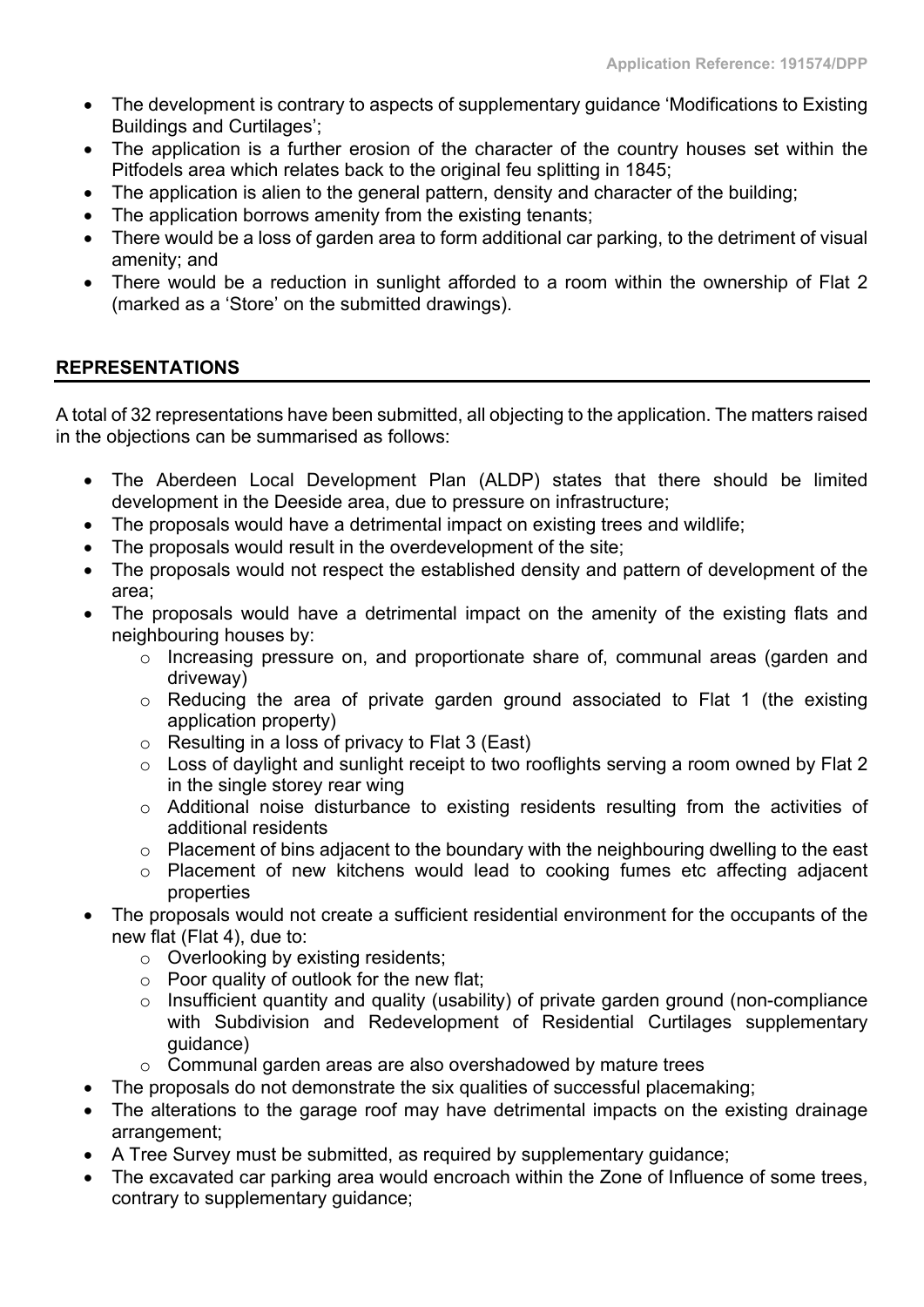- The development is contrary to aspects of supplementary guidance 'Modifications to Existing Buildings and Curtilages';
- The application is a further erosion of the character of the country houses set within the Pitfodels area which relates back to the original feu splitting in 1845;
- The application is alien to the general pattern, density and character of the building;
- The application borrows amenity from the existing tenants;
- There would be a loss of garden area to form additional car parking, to the detriment of visual amenity; and
- There would be a reduction in sunlight afforded to a room within the ownership of Flat 2 (marked as a 'Store' on the submitted drawings).

## REPRESENTATIONS

A total of 32 representations have been submitted, all objecting to the application. The matters raised in the objections can be summarised as follows:

- The Aberdeen Local Development Plan (ALDP) states that there should be limited development in the Deeside area, due to pressure on infrastructure;
- The proposals would have a detrimental impact on existing trees and wildlife;
- The proposals would result in the overdevelopment of the site;
- The proposals would not respect the established density and pattern of development of the area;
- The proposals would have a detrimental impact on the amenity of the existing flats and neighbouring houses by:
  - Increasing pressure on, and proportionate share of, communal areas (garden and driveway)
  - Reducing the area of private garden ground associated to Flat 1 (the existing application property)
  - Resulting in a loss of privacy to Flat 3 (East)
  - Loss of daylight and sunlight receipt to two rooflights serving a room owned by Flat 2 in the single storey rear wing
  - Additional noise disturbance to existing residents resulting from the activities of additional residents
  - Placement of bins adjacent to the boundary with the neighbouring dwelling to the east
  - Placement of new kitchens would lead to cooking fumes etc affecting adjacent properties
- The proposals would not create a sufficient residential environment for the occupants of the new flat (Flat 4), due to:
  - Overlooking by existing residents;
  - Poor quality of outlook for the new flat;
  - Insufficient quantity and quality (usability) of private garden ground (non-compliance with Subdivision and Redevelopment of Residential Curtilages supplementary guidance)
  - Communal garden areas are also overshadowed by mature trees
- The proposals do not demonstrate the six qualities of successful placemaking;
- The alterations to the garage roof may have detrimental impacts on the existing drainage arrangement;
- A Tree Survey must be submitted, as required by supplementary guidance;
- The excavated car parking area would encroach within the Zone of Influence of some trees, contrary to supplementary guidance;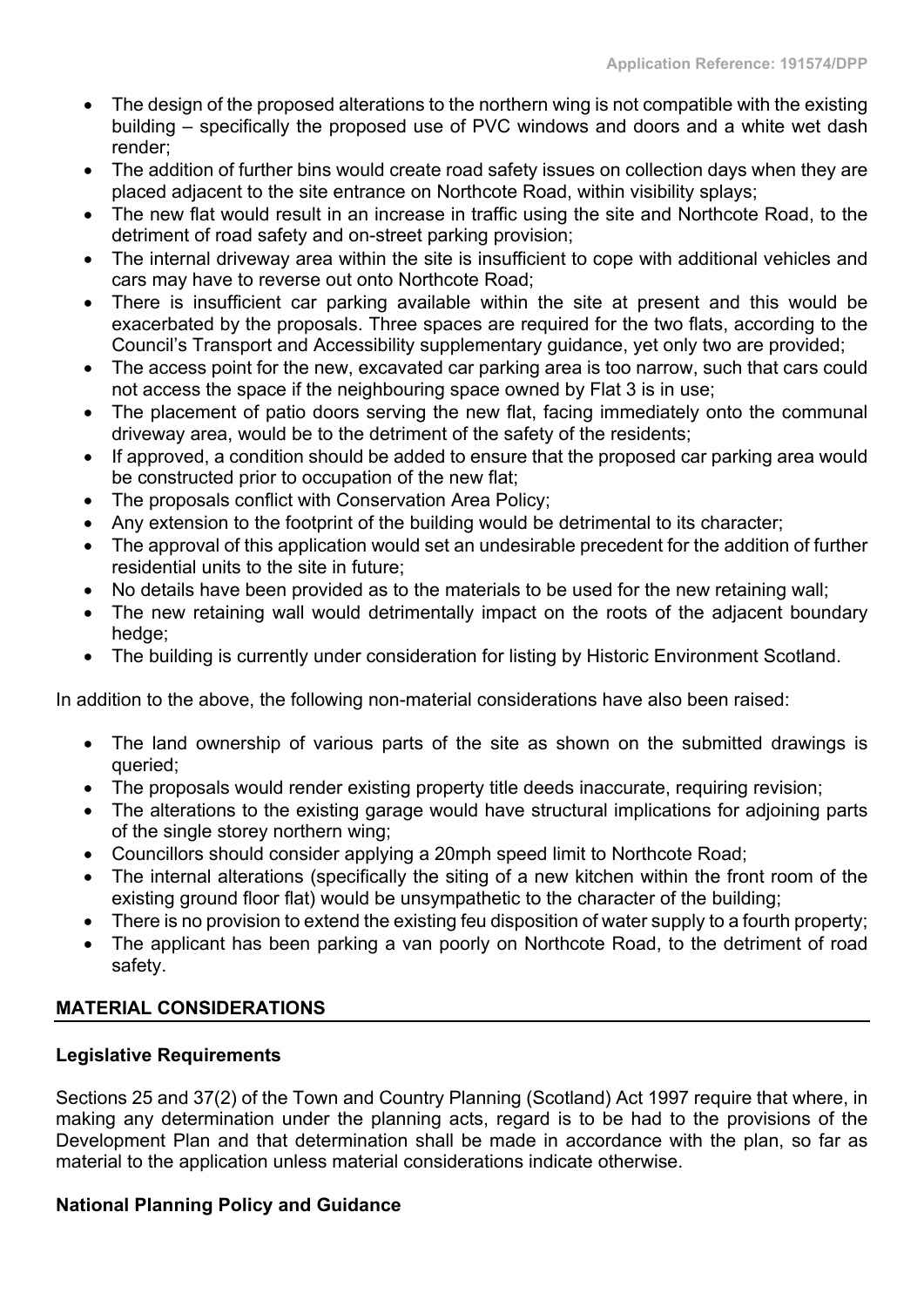- The design of the proposed alterations to the northern wing is not compatible with the existing building – specifically the proposed use of PVC windows and doors and a white wet dash render;
- The addition of further bins would create road safety issues on collection days when they are placed adjacent to the site entrance on Northcote Road, within visibility splays;
- The new flat would result in an increase in traffic using the site and Northcote Road, to the detriment of road safety and on-street parking provision;
- The internal driveway area within the site is insufficient to cope with additional vehicles and cars may have to reverse out onto Northcote Road;
- There is insufficient car parking available within the site at present and this would be exacerbated by the proposals. Three spaces are required for the two flats, according to the Council's Transport and Accessibility supplementary guidance, yet only two are provided;
- The access point for the new, excavated car parking area is too narrow, such that cars could not access the space if the neighbouring space owned by Flat 3 is in use;
- The placement of patio doors serving the new flat, facing immediately onto the communal driveway area, would be to the detriment of the safety of the residents;
- If approved, a condition should be added to ensure that the proposed car parking area would be constructed prior to occupation of the new flat;
- The proposals conflict with Conservation Area Policy;
- Any extension to the footprint of the building would be detrimental to its character;
- The approval of this application would set an undesirable precedent for the addition of further residential units to the site in future;
- No details have been provided as to the materials to be used for the new retaining wall;
- The new retaining wall would detrimentally impact on the roots of the adjacent boundary hedge;
- The building is currently under consideration for listing by Historic Environment Scotland.

In addition to the above, the following non-material considerations have also been raised:

- The land ownership of various parts of the site as shown on the submitted drawings is queried;
- The proposals would render existing property title deeds inaccurate, requiring revision;
- The alterations to the existing garage would have structural implications for adjoining parts of the single storey northern wing;
- Councillors should consider applying a 20mph speed limit to Northcote Road;
- The internal alterations (specifically the siting of a new kitchen within the front room of the existing ground floor flat) would be unsympathetic to the character of the building;
- There is no provision to extend the existing feu disposition of water supply to a fourth property;
- The applicant has been parking a van poorly on Northcote Road, to the detriment of road safety.

## MATERIAL CONSIDERATIONS

### Legislative Requirements

Sections 25 and 37(2) of the Town and Country Planning (Scotland) Act 1997 require that where, in making any determination under the planning acts, regard is to be had to the provisions of the Development Plan and that determination shall be made in accordance with the plan, so far as material to the application unless material considerations indicate otherwise.

### National Planning Policy and Guidance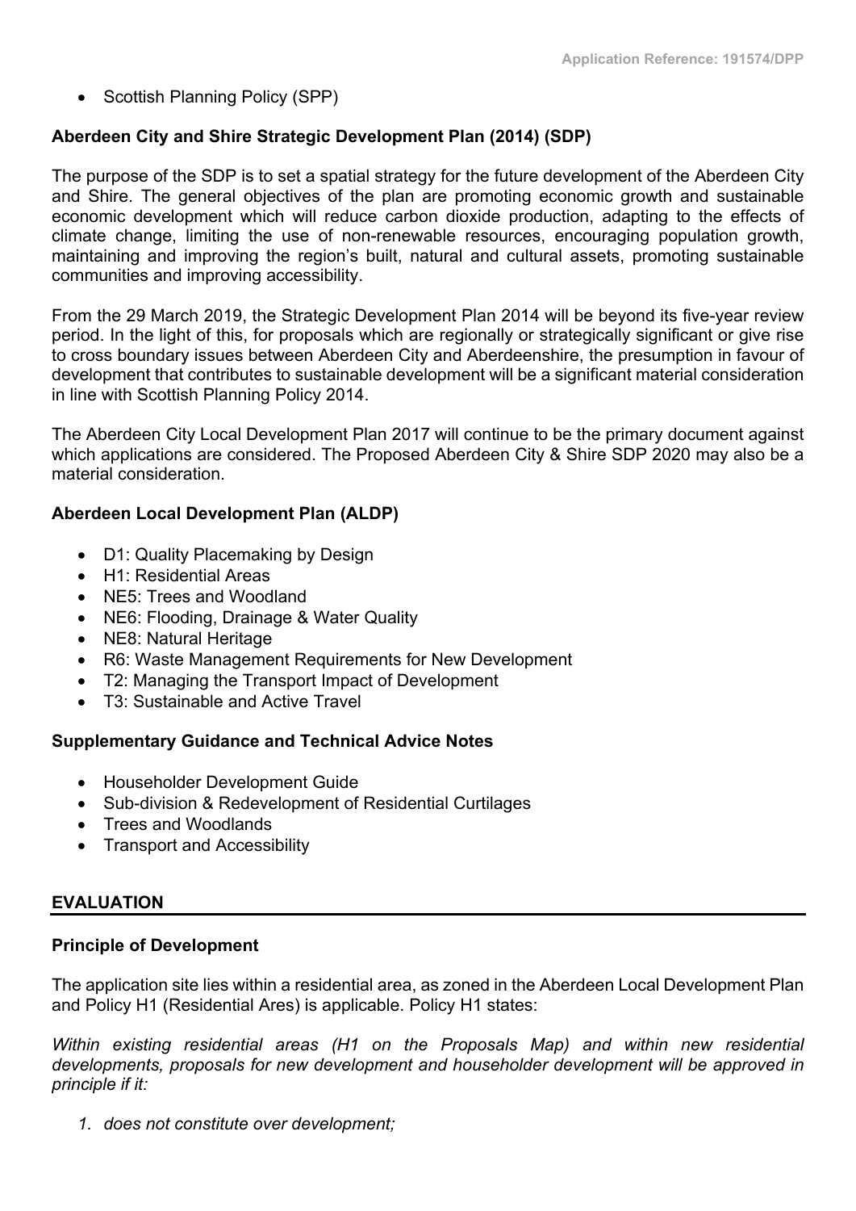- Scottish Planning Policy (SPP)

**Aberdeen City and Shire Strategic Development Plan (2014) (SDP)**

The purpose of the SDP is to set a spatial strategy for the future development of the Aberdeen City and Shire. The general objectives of the plan are promoting economic growth and sustainable economic development which will reduce carbon dioxide production, adapting to the effects of climate change, limiting the use of non-renewable resources, encouraging population growth, maintaining and improving the region's built, natural and cultural assets, promoting sustainable communities and improving accessibility.

From the 29 March 2019, the Strategic Development Plan 2014 will be beyond its five-year review period. In the light of this, for proposals which are regionally or strategically significant or give rise to cross boundary issues between Aberdeen City and Aberdeenshire, the presumption in favour of development that contributes to sustainable development will be a significant material consideration in line with Scottish Planning Policy 2014.

The Aberdeen City Local Development Plan 2017 will continue to be the primary document against which applications are considered. The Proposed Aberdeen City & Shire SDP 2020 may also be a material consideration.

**Aberdeen Local Development Plan (ALDP)**

- D1: Quality Placemaking by Design
- H1: Residential Areas
- NE5: Trees and Woodland
- NE6: Flooding, Drainage & Water Quality
- NE8: Natural Heritage
- R6: Waste Management Requirements for New Development
- T2: Managing the Transport Impact of Development
- T3: Sustainable and Active Travel

**Supplementary Guidance and Technical Advice Notes**

- Householder Development Guide
- Sub-division & Redevelopment of Residential Curtilages
- Trees and Woodlands
- Transport and Accessibility

## EVALUATION

**Principle of Development**

The application site lies within a residential area, as zoned in the Aberdeen Local Development Plan and Policy H1 (Residential Ares) is applicable. Policy H1 states:

*Within existing residential areas (H1 on the Proposals Map) and within new residential developments, proposals for new development and householder development will be approved in principle if it:*

1. *does not constitute over development;*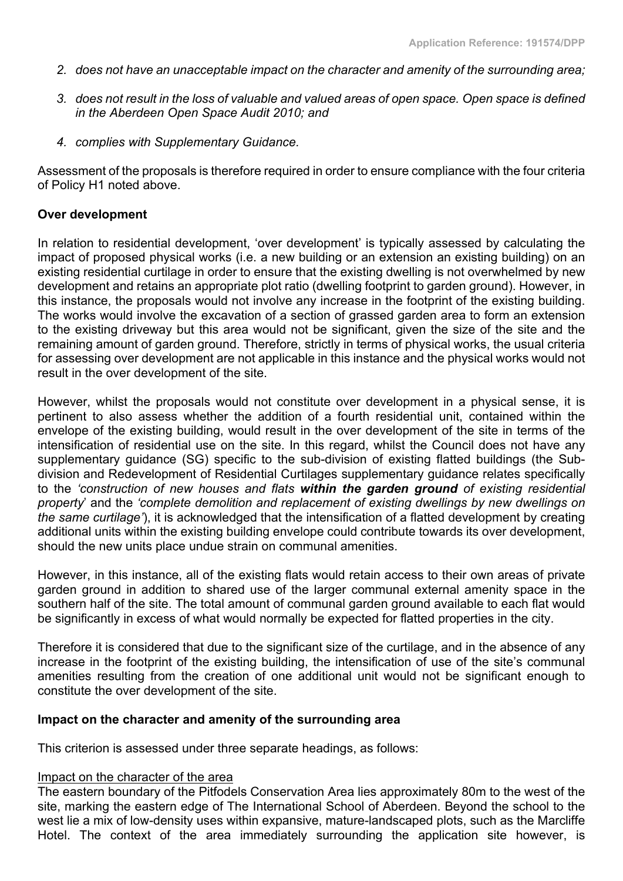2. *does not have an unacceptable impact on the character and amenity of the surrounding area;*

3. *does not result in the loss of valuable and valued areas of open space. Open space is defined in the Aberdeen Open Space Audit 2010; and*

4. *complies with Supplementary Guidance.*

Assessment of the proposals is therefore required in order to ensure compliance with the four criteria of Policy H1 noted above.

**Over development**

In relation to residential development, 'over development' is typically assessed by calculating the impact of proposed physical works (i.e. a new building or an extension an existing building) on an existing residential curtilage in order to ensure that the existing dwelling is not overwhelmed by new development and retains an appropriate plot ratio (dwelling footprint to garden ground). However, in this instance, the proposals would not involve any increase in the footprint of the existing building. The works would involve the excavation of a section of grassed garden area to form an extension to the existing driveway but this area would not be significant, given the size of the site and the remaining amount of garden ground. Therefore, strictly in terms of physical works, the usual criteria for assessing over development are not applicable in this instance and the physical works would not result in the over development of the site.

However, whilst the proposals would not constitute over development in a physical sense, it is pertinent to also assess whether the addition of a fourth residential unit, contained within the envelope of the existing building, would result in the over development of the site in terms of the intensification of residential use on the site. In this regard, whilst the Council does not have any supplementary guidance (SG) specific to the sub-division of existing flatted buildings (the Sub-division and Redevelopment of Residential Curtilages supplementary guidance relates specifically to the *'construction of new houses and flats* ***within the garden ground*** *of existing residential property*' and the *'complete demolition and replacement of existing dwellings by new dwellings on the same curtilage'*), it is acknowledged that the intensification of a flatted development by creating additional units within the existing building envelope could contribute towards its over development, should the new units place undue strain on communal amenities.

However, in this instance, all of the existing flats would retain access to their own areas of private garden ground in addition to shared use of the larger communal external amenity space in the southern half of the site. The total amount of communal garden ground available to each flat would be significantly in excess of what would normally be expected for flatted properties in the city.

Therefore it is considered that due to the significant size of the curtilage, and in the absence of any increase in the footprint of the existing building, the intensification of use of the site's communal amenities resulting from the creation of one additional unit would not be significant enough to constitute the over development of the site.

**Impact on the character and amenity of the surrounding area**

This criterion is assessed under three separate headings, as follows:

Impact on the character of the area

The eastern boundary of the Pitfodels Conservation Area lies approximately 80m to the west of the site, marking the eastern edge of The International School of Aberdeen. Beyond the school to the west lie a mix of low-density uses within expansive, mature-landscaped plots, such as the Marcliffe Hotel. The context of the area immediately surrounding the application site however, is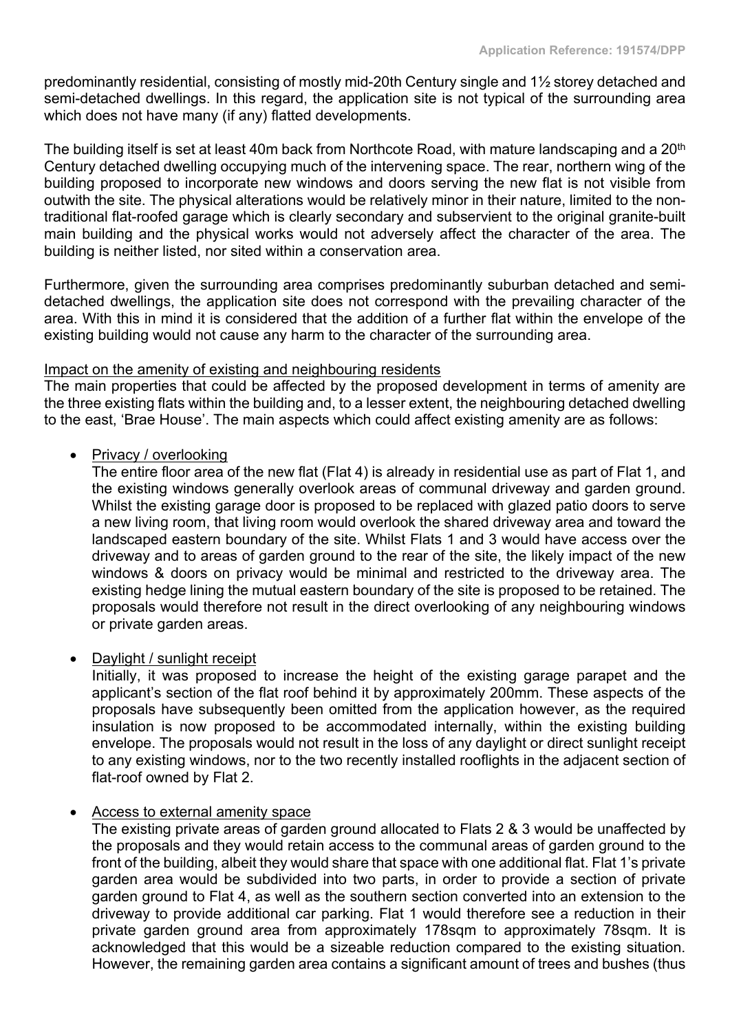predominantly residential, consisting of mostly mid-20th Century single and 1½ storey detached and semi-detached dwellings. In this regard, the application site is not typical of the surrounding area which does not have many (if any) flatted developments.

The building itself is set at least 40m back from Northcote Road, with mature landscaping and a 20th Century detached dwelling occupying much of the intervening space. The rear, northern wing of the building proposed to incorporate new windows and doors serving the new flat is not visible from outwith the site. The physical alterations would be relatively minor in their nature, limited to the non-traditional flat-roofed garage which is clearly secondary and subservient to the original granite-built main building and the physical works would not adversely affect the character of the area. The building is neither listed, nor sited within a conservation area.

Furthermore, given the surrounding area comprises predominantly suburban detached and semi-detached dwellings, the application site does not correspond with the prevailing character of the area. With this in mind it is considered that the addition of a further flat within the envelope of the existing building would not cause any harm to the character of the surrounding area.

Impact on the amenity of existing and neighbouring residents

The main properties that could be affected by the proposed development in terms of amenity are the three existing flats within the building and, to a lesser extent, the neighbouring detached dwelling to the east, 'Brae House'. The main aspects which could affect existing amenity are as follows:

- Privacy / overlooking
  The entire floor area of the new flat (Flat 4) is already in residential use as part of Flat 1, and the existing windows generally overlook areas of communal driveway and garden ground. Whilst the existing garage door is proposed to be replaced with glazed patio doors to serve a new living room, that living room would overlook the shared driveway area and toward the landscaped eastern boundary of the site. Whilst Flats 1 and 3 would have access over the driveway and to areas of garden ground to the rear of the site, the likely impact of the new windows & doors on privacy would be minimal and restricted to the driveway area. The existing hedge lining the mutual eastern boundary of the site is proposed to be retained. The proposals would therefore not result in the direct overlooking of any neighbouring windows or private garden areas.

- Daylight / sunlight receipt
  Initially, it was proposed to increase the height of the existing garage parapet and the applicant's section of the flat roof behind it by approximately 200mm. These aspects of the proposals have subsequently been omitted from the application however, as the required insulation is now proposed to be accommodated internally, within the existing building envelope. The proposals would not result in the loss of any daylight or direct sunlight receipt to any existing windows, nor to the two recently installed rooflights in the adjacent section of flat-roof owned by Flat 2.

- Access to external amenity space
  The existing private areas of garden ground allocated to Flats 2 & 3 would be unaffected by the proposals and they would retain access to the communal areas of garden ground to the front of the building, albeit they would share that space with one additional flat. Flat 1's private garden area would be subdivided into two parts, in order to provide a section of private garden ground to Flat 4, as well as the southern section converted into an extension to the driveway to provide additional car parking. Flat 1 would therefore see a reduction in their private garden ground area from approximately 178sqm to approximately 78sqm. It is acknowledged that this would be a sizeable reduction compared to the existing situation. However, the remaining garden area contains a significant amount of trees and bushes (thus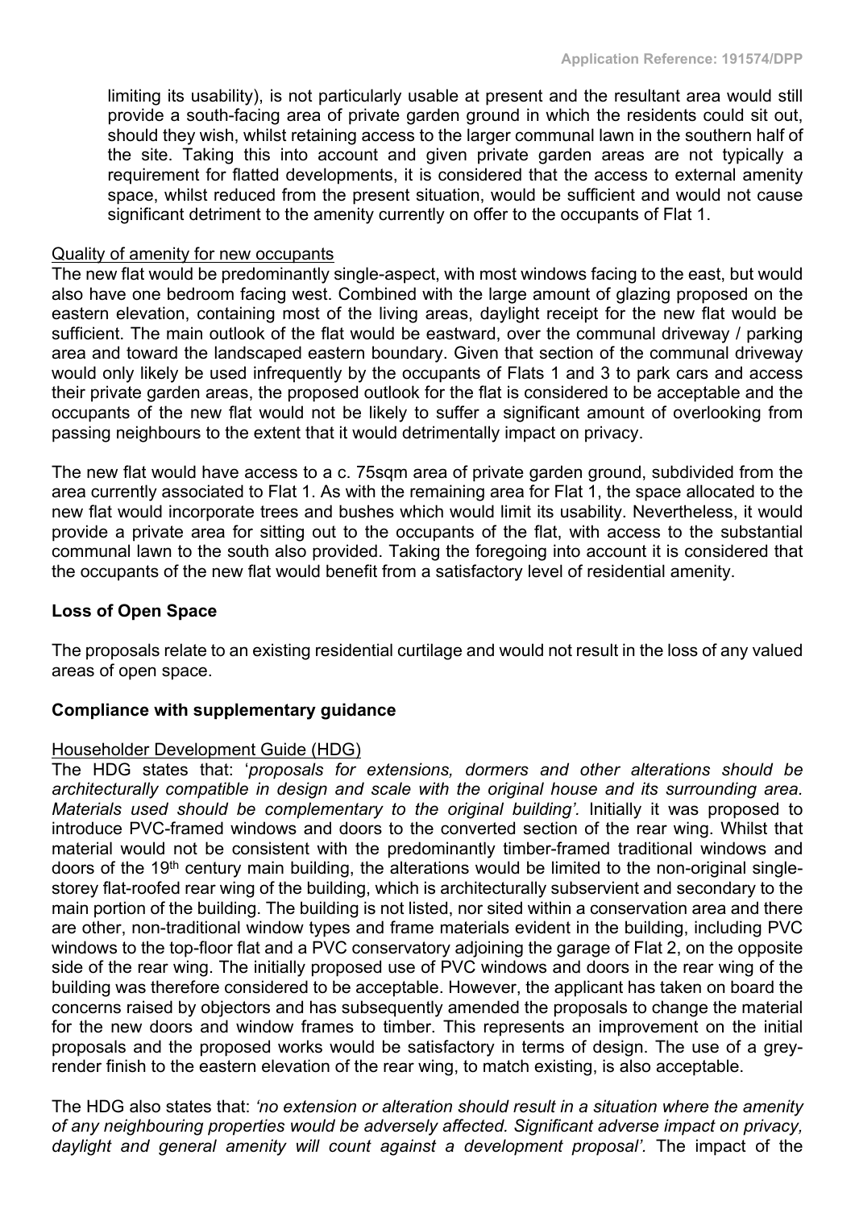limiting its usability), is not particularly usable at present and the resultant area would still provide a south-facing area of private garden ground in which the residents could sit out, should they wish, whilst retaining access to the larger communal lawn in the southern half of the site. Taking this into account and given private garden areas are not typically a requirement for flatted developments, it is considered that the access to external amenity space, whilst reduced from the present situation, would be sufficient and would not cause significant detriment to the amenity currently on offer to the occupants of Flat 1.

Quality of amenity for new occupants

The new flat would be predominantly single-aspect, with most windows facing to the east, but would also have one bedroom facing west. Combined with the large amount of glazing proposed on the eastern elevation, containing most of the living areas, daylight receipt for the new flat would be sufficient. The main outlook of the flat would be eastward, over the communal driveway / parking area and toward the landscaped eastern boundary. Given that section of the communal driveway would only likely be used infrequently by the occupants of Flats 1 and 3 to park cars and access their private garden areas, the proposed outlook for the flat is considered to be acceptable and the occupants of the new flat would not be likely to suffer a significant amount of overlooking from passing neighbours to the extent that it would detrimentally impact on privacy.

The new flat would have access to a c. 75sqm area of private garden ground, subdivided from the area currently associated to Flat 1. As with the remaining area for Flat 1, the space allocated to the new flat would incorporate trees and bushes which would limit its usability. Nevertheless, it would provide a private area for sitting out to the occupants of the flat, with access to the substantial communal lawn to the south also provided. Taking the foregoing into account it is considered that the occupants of the new flat would benefit from a satisfactory level of residential amenity.

**Loss of Open Space**

The proposals relate to an existing residential curtilage and would not result in the loss of any valued areas of open space.

**Compliance with supplementary guidance**

Householder Development Guide (HDG)

The HDG states that: '*proposals for extensions, dormers and other alterations should be architecturally compatible in design and scale with the original house and its surrounding area. Materials used should be complementary to the original building'.* Initially it was proposed to introduce PVC-framed windows and doors to the converted section of the rear wing. Whilst that material would not be consistent with the predominantly timber-framed traditional windows and doors of the 19th century main building, the alterations would be limited to the non-original single-storey flat-roofed rear wing of the building, which is architecturally subservient and secondary to the main portion of the building. The building is not listed, nor sited within a conservation area and there are other, non-traditional window types and frame materials evident in the building, including PVC windows to the top-floor flat and a PVC conservatory adjoining the garage of Flat 2, on the opposite side of the rear wing. The initially proposed use of PVC windows and doors in the rear wing of the building was therefore considered to be acceptable. However, the applicant has taken on board the concerns raised by objectors and has subsequently amended the proposals to change the material for the new doors and window frames to timber. This represents an improvement on the initial proposals and the proposed works would be satisfactory in terms of design. The use of a grey-render finish to the eastern elevation of the rear wing, to match existing, is also acceptable.

The HDG also states that: *'no extension or alteration should result in a situation where the amenity of any neighbouring properties would be adversely affected. Significant adverse impact on privacy, daylight and general amenity will count against a development proposal'.* The impact of the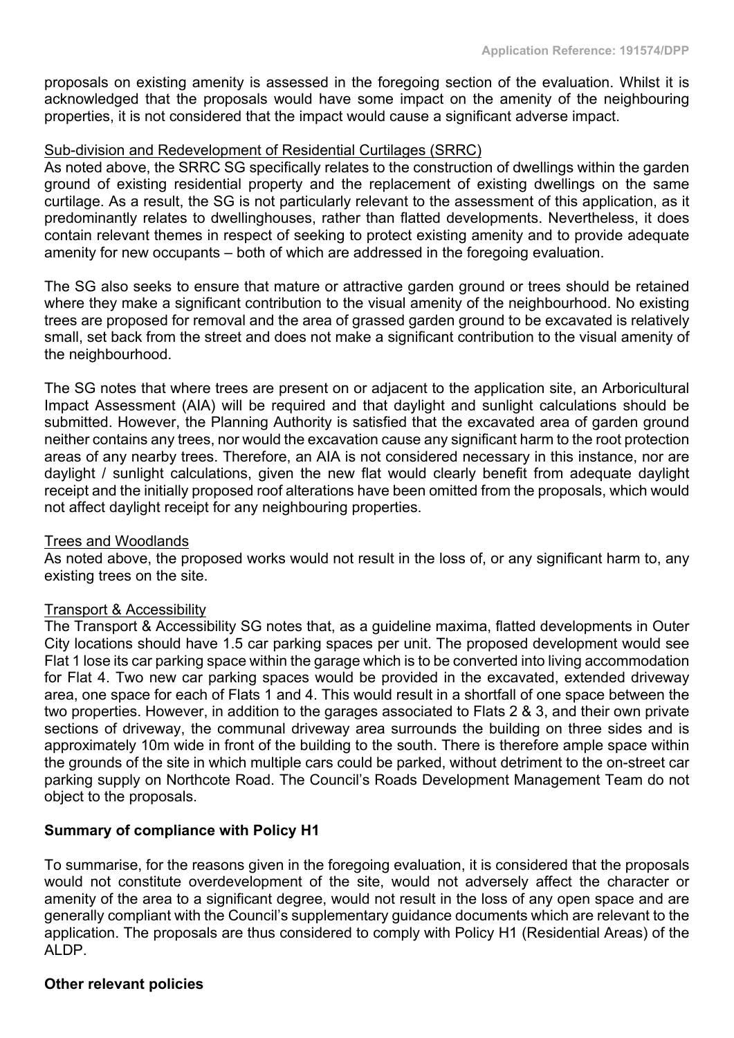proposals on existing amenity is assessed in the foregoing section of the evaluation. Whilst it is acknowledged that the proposals would have some impact on the amenity of the neighbouring properties, it is not considered that the impact would cause a significant adverse impact.

<u>Sub-division and Redevelopment of Residential Curtilages (SRRC)</u>

As noted above, the SRRC SG specifically relates to the construction of dwellings within the garden ground of existing residential property and the replacement of existing dwellings on the same curtilage. As a result, the SG is not particularly relevant to the assessment of this application, as it predominantly relates to dwellinghouses, rather than flatted developments. Nevertheless, it does contain relevant themes in respect of seeking to protect existing amenity and to provide adequate amenity for new occupants – both of which are addressed in the foregoing evaluation.

The SG also seeks to ensure that mature or attractive garden ground or trees should be retained where they make a significant contribution to the visual amenity of the neighbourhood. No existing trees are proposed for removal and the area of grassed garden ground to be excavated is relatively small, set back from the street and does not make a significant contribution to the visual amenity of the neighbourhood.

The SG notes that where trees are present on or adjacent to the application site, an Arboricultural Impact Assessment (AIA) will be required and that daylight and sunlight calculations should be submitted. However, the Planning Authority is satisfied that the excavated area of garden ground neither contains any trees, nor would the excavation cause any significant harm to the root protection areas of any nearby trees. Therefore, an AIA is not considered necessary in this instance, nor are daylight / sunlight calculations, given the new flat would clearly benefit from adequate daylight receipt and the initially proposed roof alterations have been omitted from the proposals, which would not affect daylight receipt for any neighbouring properties.

<u>Trees and Woodlands</u>

As noted above, the proposed works would not result in the loss of, or any significant harm to, any existing trees on the site.

<u>Transport & Accessibility</u>

The Transport & Accessibility SG notes that, as a guideline maxima, flatted developments in Outer City locations should have 1.5 car parking spaces per unit. The proposed development would see Flat 1 lose its car parking space within the garage which is to be converted into living accommodation for Flat 4. Two new car parking spaces would be provided in the excavated, extended driveway area, one space for each of Flats 1 and 4. This would result in a shortfall of one space between the two properties. However, in addition to the garages associated to Flats 2 & 3, and their own private sections of driveway, the communal driveway area surrounds the building on three sides and is approximately 10m wide in front of the building to the south. There is therefore ample space within the grounds of the site in which multiple cars could be parked, without detriment to the on-street car parking supply on Northcote Road. The Council's Roads Development Management Team do not object to the proposals.

**Summary of compliance with Policy H1**

To summarise, for the reasons given in the foregoing evaluation, it is considered that the proposals would not constitute overdevelopment of the site, would not adversely affect the character or amenity of the area to a significant degree, would not result in the loss of any open space and are generally compliant with the Council's supplementary guidance documents which are relevant to the application. The proposals are thus considered to comply with Policy H1 (Residential Areas) of the ALDP.

**Other relevant policies**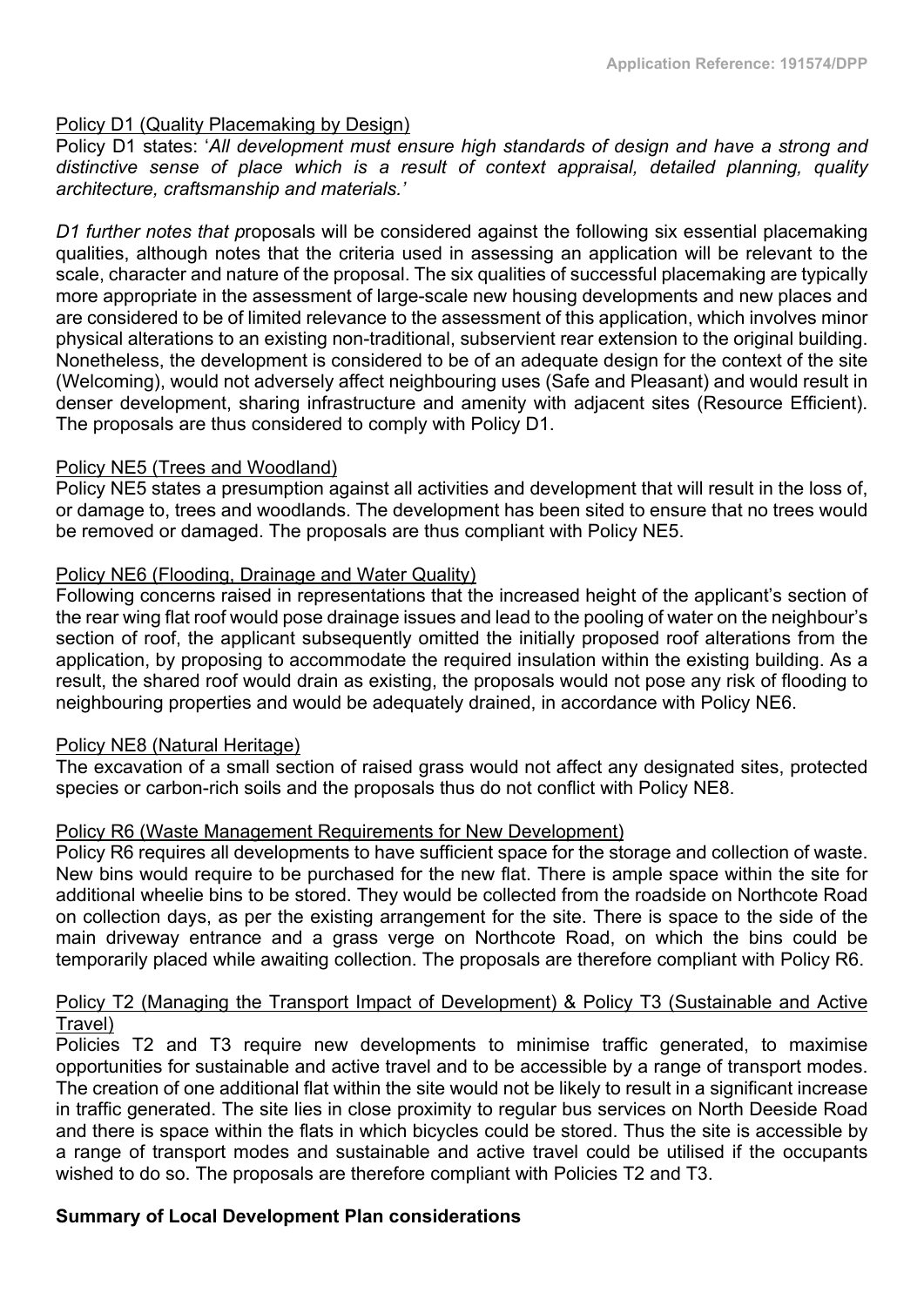Policy D1 (Quality Placemaking by Design)

Policy D1 states: '*All development must ensure high standards of design and have a strong and distinctive sense of place which is a result of context appraisal, detailed planning, quality architecture, craftsmanship and materials.*'

*D1 further notes that p*roposals will be considered against the following six essential placemaking qualities, although notes that the criteria used in assessing an application will be relevant to the scale, character and nature of the proposal. The six qualities of successful placemaking are typically more appropriate in the assessment of large-scale new housing developments and new places and are considered to be of limited relevance to the assessment of this application, which involves minor physical alterations to an existing non-traditional, subservient rear extension to the original building. Nonetheless, the development is considered to be of an adequate design for the context of the site (Welcoming), would not adversely affect neighbouring uses (Safe and Pleasant) and would result in denser development, sharing infrastructure and amenity with adjacent sites (Resource Efficient). The proposals are thus considered to comply with Policy D1.

Policy NE5 (Trees and Woodland)

Policy NE5 states a presumption against all activities and development that will result in the loss of, or damage to, trees and woodlands. The development has been sited to ensure that no trees would be removed or damaged. The proposals are thus compliant with Policy NE5.

Policy NE6 (Flooding, Drainage and Water Quality)

Following concerns raised in representations that the increased height of the applicant's section of the rear wing flat roof would pose drainage issues and lead to the pooling of water on the neighbour's section of roof, the applicant subsequently omitted the initially proposed roof alterations from the application, by proposing to accommodate the required insulation within the existing building. As a result, the shared roof would drain as existing, the proposals would not pose any risk of flooding to neighbouring properties and would be adequately drained, in accordance with Policy NE6.

Policy NE8 (Natural Heritage)

The excavation of a small section of raised grass would not affect any designated sites, protected species or carbon-rich soils and the proposals thus do not conflict with Policy NE8.

Policy R6 (Waste Management Requirements for New Development)

Policy R6 requires all developments to have sufficient space for the storage and collection of waste. New bins would require to be purchased for the new flat. There is ample space within the site for additional wheelie bins to be stored. They would be collected from the roadside on Northcote Road on collection days, as per the existing arrangement for the site. There is space to the side of the main driveway entrance and a grass verge on Northcote Road, on which the bins could be temporarily placed while awaiting collection. The proposals are therefore compliant with Policy R6.

Policy T2 (Managing the Transport Impact of Development) & Policy T3 (Sustainable and Active Travel)

Policies T2 and T3 require new developments to minimise traffic generated, to maximise opportunities for sustainable and active travel and to be accessible by a range of transport modes. The creation of one additional flat within the site would not be likely to result in a significant increase in traffic generated. The site lies in close proximity to regular bus services on North Deeside Road and there is space within the flats in which bicycles could be stored. Thus the site is accessible by a range of transport modes and sustainable and active travel could be utilised if the occupants wished to do so. The proposals are therefore compliant with Policies T2 and T3.

**Summary of Local Development Plan considerations**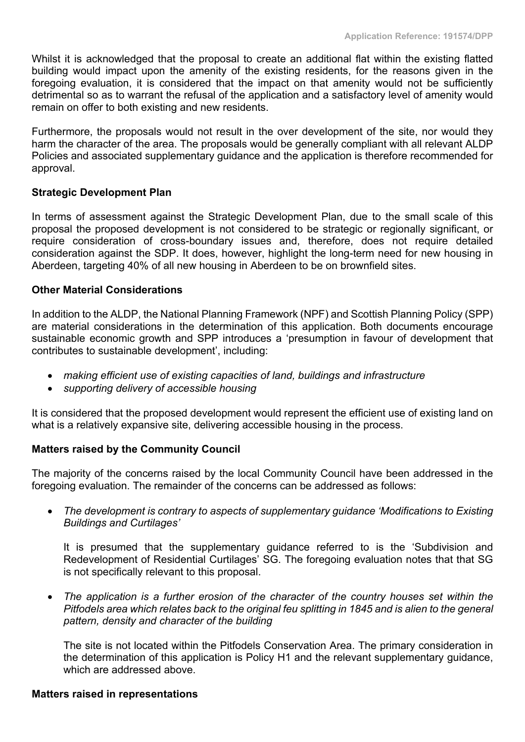Whilst it is acknowledged that the proposal to create an additional flat within the existing flatted building would impact upon the amenity of the existing residents, for the reasons given in the foregoing evaluation, it is considered that the impact on that amenity would not be sufficiently detrimental so as to warrant the refusal of the application and a satisfactory level of amenity would remain on offer to both existing and new residents.

Furthermore, the proposals would not result in the over development of the site, nor would they harm the character of the area. The proposals would be generally compliant with all relevant ALDP Policies and associated supplementary guidance and the application is therefore recommended for approval.

**Strategic Development Plan**

In terms of assessment against the Strategic Development Plan, due to the small scale of this proposal the proposed development is not considered to be strategic or regionally significant, or require consideration of cross-boundary issues and, therefore, does not require detailed consideration against the SDP. It does, however, highlight the long-term need for new housing in Aberdeen, targeting 40% of all new housing in Aberdeen to be on brownfield sites.

**Other Material Considerations**

In addition to the ALDP, the National Planning Framework (NPF) and Scottish Planning Policy (SPP) are material considerations in the determination of this application. Both documents encourage sustainable economic growth and SPP introduces a 'presumption in favour of development that contributes to sustainable development', including:

- *making efficient use of existing capacities of land, buildings and infrastructure*
- *supporting delivery of accessible housing*

It is considered that the proposed development would represent the efficient use of existing land on what is a relatively expansive site, delivering accessible housing in the process.

**Matters raised by the Community Council**

The majority of the concerns raised by the local Community Council have been addressed in the foregoing evaluation. The remainder of the concerns can be addressed as follows:

- *The development is contrary to aspects of supplementary guidance 'Modifications to Existing Buildings and Curtilages'*

  It is presumed that the supplementary guidance referred to is the 'Subdivision and Redevelopment of Residential Curtilages' SG. The foregoing evaluation notes that that SG is not specifically relevant to this proposal.

- *The application is a further erosion of the character of the country houses set within the Pitfodels area which relates back to the original feu splitting in 1845 and is alien to the general pattern, density and character of the building*

  The site is not located within the Pitfodels Conservation Area. The primary consideration in the determination of this application is Policy H1 and the relevant supplementary guidance, which are addressed above.

**Matters raised in representations**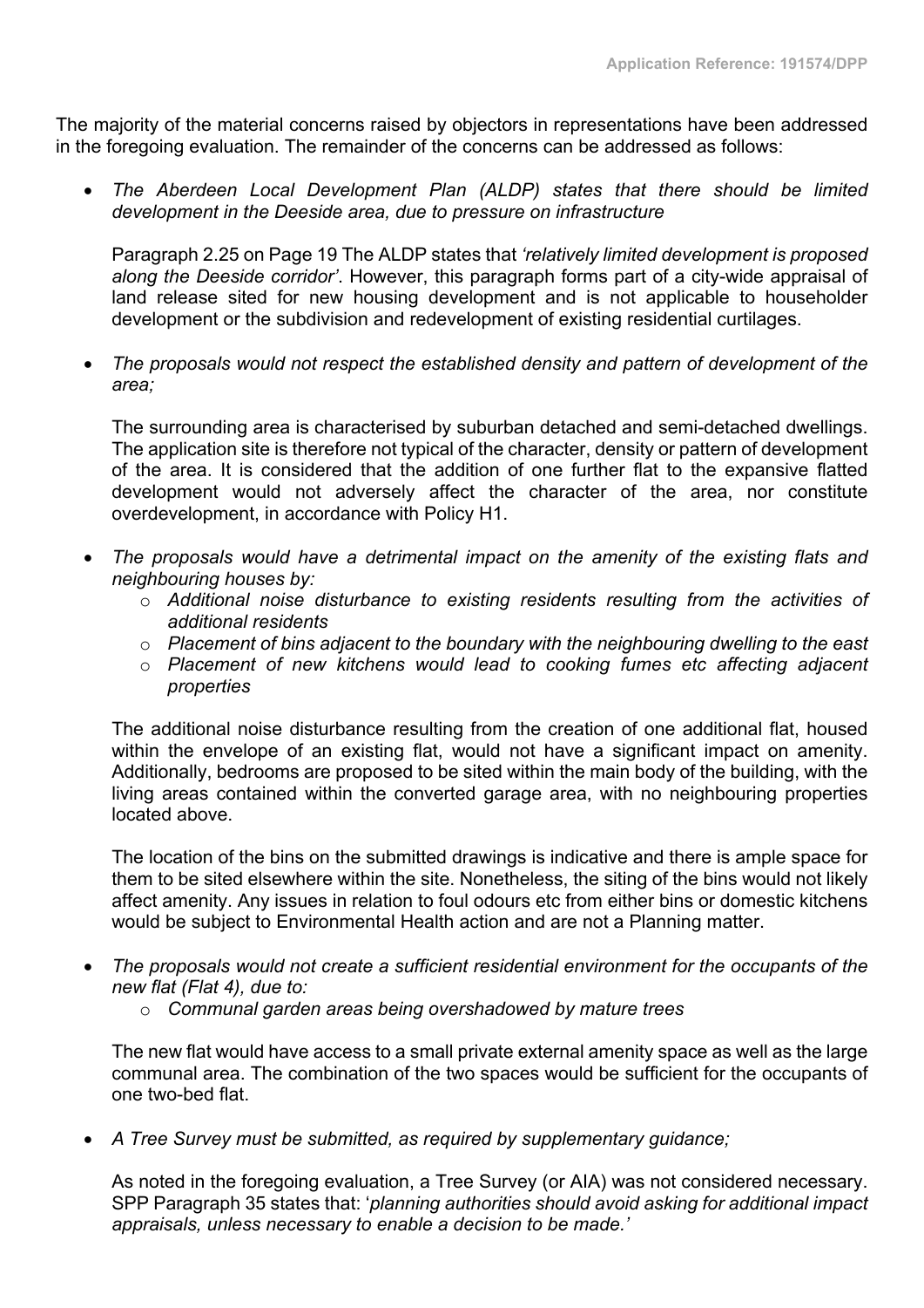The majority of the material concerns raised by objectors in representations have been addressed in the foregoing evaluation. The remainder of the concerns can be addressed as follows:

- *The Aberdeen Local Development Plan (ALDP) states that there should be limited development in the Deeside area, due to pressure on infrastructure*

  Paragraph 2.25 on Page 19 The ALDP states that *'relatively limited development is proposed along the Deeside corridor'*. However, this paragraph forms part of a city-wide appraisal of land release sited for new housing development and is not applicable to householder development or the subdivision and redevelopment of existing residential curtilages.

- *The proposals would not respect the established density and pattern of development of the area;*

  The surrounding area is characterised by suburban detached and semi-detached dwellings. The application site is therefore not typical of the character, density or pattern of development of the area. It is considered that the addition of one further flat to the expansive flatted development would not adversely affect the character of the area, nor constitute overdevelopment, in accordance with Policy H1.

- *The proposals would have a detrimental impact on the amenity of the existing flats and neighbouring houses by:*
  - *Additional noise disturbance to existing residents resulting from the activities of additional residents*
  - *Placement of bins adjacent to the boundary with the neighbouring dwelling to the east*
  - *Placement of new kitchens would lead to cooking fumes etc affecting adjacent properties*

  The additional noise disturbance resulting from the creation of one additional flat, housed within the envelope of an existing flat, would not have a significant impact on amenity. Additionally, bedrooms are proposed to be sited within the main body of the building, with the living areas contained within the converted garage area, with no neighbouring properties located above.

  The location of the bins on the submitted drawings is indicative and there is ample space for them to be sited elsewhere within the site. Nonetheless, the siting of the bins would not likely affect amenity. Any issues in relation to foul odours etc from either bins or domestic kitchens would be subject to Environmental Health action and are not a Planning matter.

- *The proposals would not create a sufficient residential environment for the occupants of the new flat (Flat 4), due to:*
  - *Communal garden areas being overshadowed by mature trees*

  The new flat would have access to a small private external amenity space as well as the large communal area. The combination of the two spaces would be sufficient for the occupants of one two-bed flat.

- *A Tree Survey must be submitted, as required by supplementary guidance;*

  As noted in the foregoing evaluation, a Tree Survey (or AIA) was not considered necessary. SPP Paragraph 35 states that: '*planning authorities should avoid asking for additional impact appraisals, unless necessary to enable a decision to be made.'*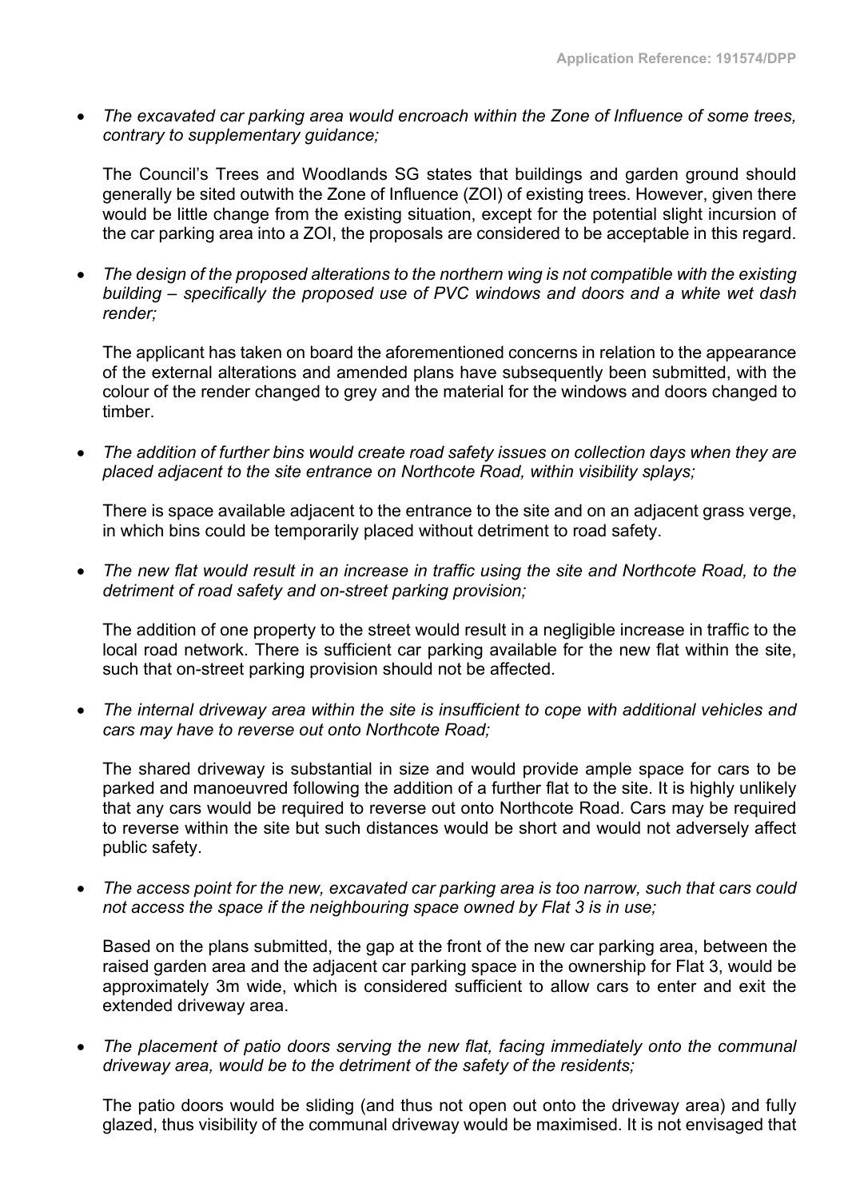- *The excavated car parking area would encroach within the Zone of Influence of some trees, contrary to supplementary guidance;*

  The Council's Trees and Woodlands SG states that buildings and garden ground should generally be sited outwith the Zone of Influence (ZOI) of existing trees. However, given there would be little change from the existing situation, except for the potential slight incursion of the car parking area into a ZOI, the proposals are considered to be acceptable in this regard.

- *The design of the proposed alterations to the northern wing is not compatible with the existing building – specifically the proposed use of PVC windows and doors and a white wet dash render;*

  The applicant has taken on board the aforementioned concerns in relation to the appearance of the external alterations and amended plans have subsequently been submitted, with the colour of the render changed to grey and the material for the windows and doors changed to timber.

- *The addition of further bins would create road safety issues on collection days when they are placed adjacent to the site entrance on Northcote Road, within visibility splays;*

  There is space available adjacent to the entrance to the site and on an adjacent grass verge, in which bins could be temporarily placed without detriment to road safety.

- *The new flat would result in an increase in traffic using the site and Northcote Road, to the detriment of road safety and on-street parking provision;*

  The addition of one property to the street would result in a negligible increase in traffic to the local road network. There is sufficient car parking available for the new flat within the site, such that on-street parking provision should not be affected.

- *The internal driveway area within the site is insufficient to cope with additional vehicles and cars may have to reverse out onto Northcote Road;*

  The shared driveway is substantial in size and would provide ample space for cars to be parked and manoeuvred following the addition of a further flat to the site. It is highly unlikely that any cars would be required to reverse out onto Northcote Road. Cars may be required to reverse within the site but such distances would be short and would not adversely affect public safety.

- *The access point for the new, excavated car parking area is too narrow, such that cars could not access the space if the neighbouring space owned by Flat 3 is in use;*

  Based on the plans submitted, the gap at the front of the new car parking area, between the raised garden area and the adjacent car parking space in the ownership for Flat 3, would be approximately 3m wide, which is considered sufficient to allow cars to enter and exit the extended driveway area.

- *The placement of patio doors serving the new flat, facing immediately onto the communal driveway area, would be to the detriment of the safety of the residents;*

  The patio doors would be sliding (and thus not open out onto the driveway area) and fully glazed, thus visibility of the communal driveway would be maximised. It is not envisaged that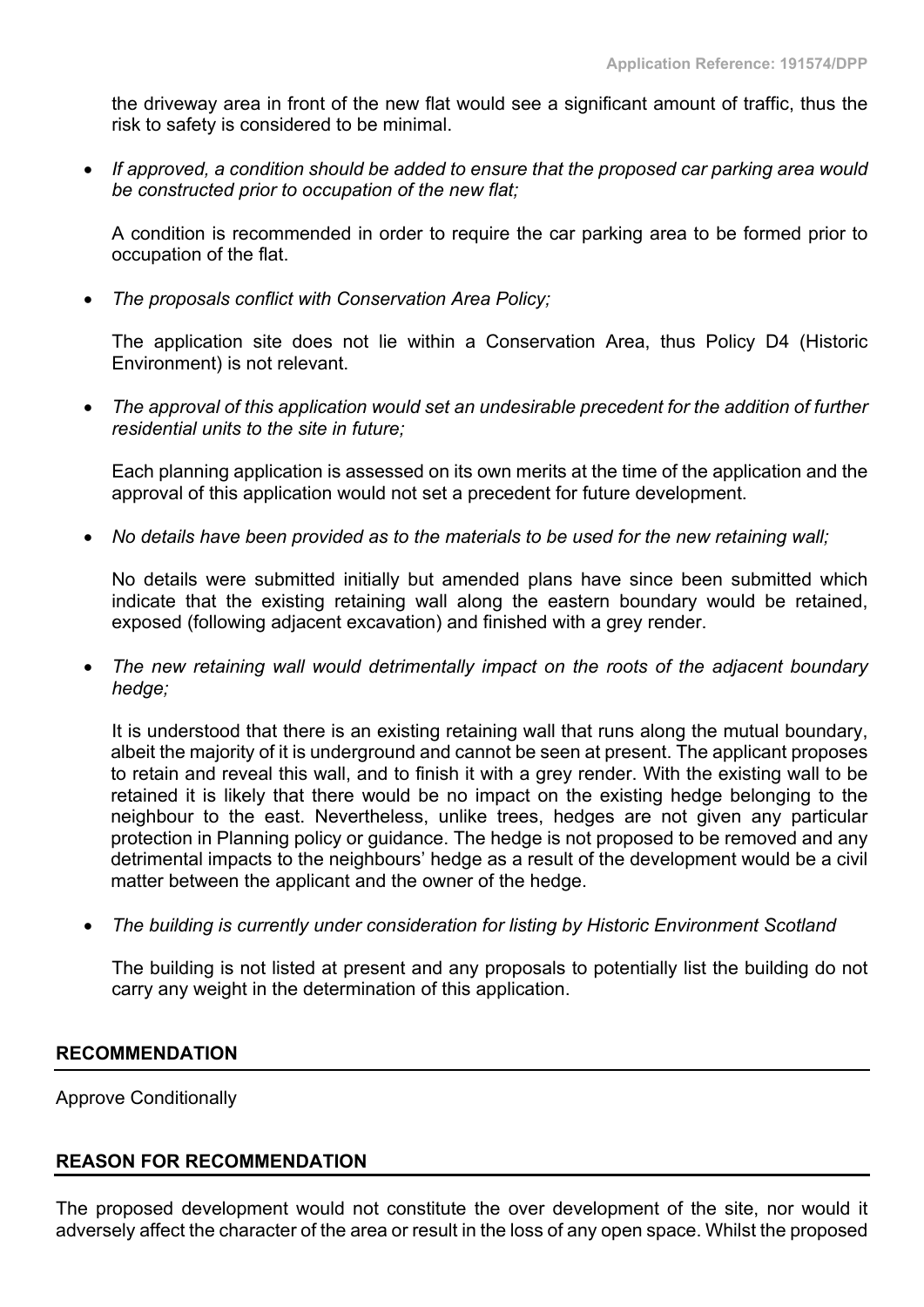the driveway area in front of the new flat would see a significant amount of traffic, thus the risk to safety is considered to be minimal.

- *If approved, a condition should be added to ensure that the proposed car parking area would be constructed prior to occupation of the new flat;*

  A condition is recommended in order to require the car parking area to be formed prior to occupation of the flat.

- *The proposals conflict with Conservation Area Policy;*

  The application site does not lie within a Conservation Area, thus Policy D4 (Historic Environment) is not relevant.

- *The approval of this application would set an undesirable precedent for the addition of further residential units to the site in future;*

  Each planning application is assessed on its own merits at the time of the application and the approval of this application would not set a precedent for future development.

- *No details have been provided as to the materials to be used for the new retaining wall;*

  No details were submitted initially but amended plans have since been submitted which indicate that the existing retaining wall along the eastern boundary would be retained, exposed (following adjacent excavation) and finished with a grey render.

- *The new retaining wall would detrimentally impact on the roots of the adjacent boundary hedge;*

  It is understood that there is an existing retaining wall that runs along the mutual boundary, albeit the majority of it is underground and cannot be seen at present. The applicant proposes to retain and reveal this wall, and to finish it with a grey render. With the existing wall to be retained it is likely that there would be no impact on the existing hedge belonging to the neighbour to the east. Nevertheless, unlike trees, hedges are not given any particular protection in Planning policy or guidance. The hedge is not proposed to be removed and any detrimental impacts to the neighbours' hedge as a result of the development would be a civil matter between the applicant and the owner of the hedge.

- *The building is currently under consideration for listing by Historic Environment Scotland*

  The building is not listed at present and any proposals to potentially list the building do not carry any weight in the determination of this application.

## RECOMMENDATION

Approve Conditionally

## REASON FOR RECOMMENDATION

The proposed development would not constitute the over development of the site, nor would it adversely affect the character of the area or result in the loss of any open space. Whilst the proposed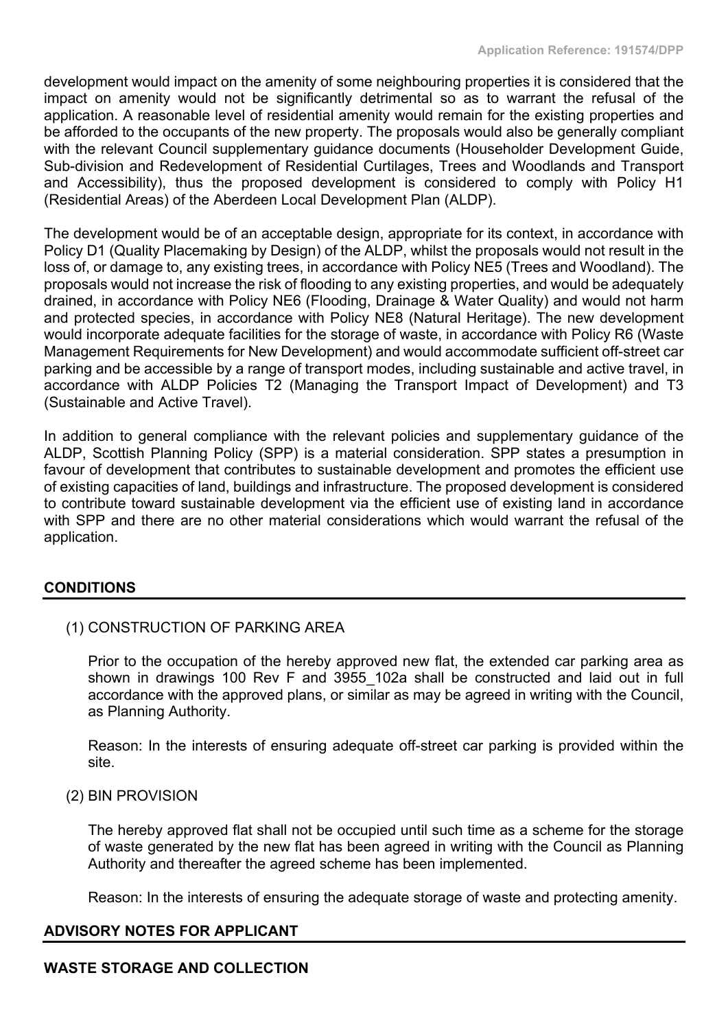development would impact on the amenity of some neighbouring properties it is considered that the impact on amenity would not be significantly detrimental so as to warrant the refusal of the application. A reasonable level of residential amenity would remain for the existing properties and be afforded to the occupants of the new property. The proposals would also be generally compliant with the relevant Council supplementary guidance documents (Householder Development Guide, Sub-division and Redevelopment of Residential Curtilages, Trees and Woodlands and Transport and Accessibility), thus the proposed development is considered to comply with Policy H1 (Residential Areas) of the Aberdeen Local Development Plan (ALDP).

The development would be of an acceptable design, appropriate for its context, in accordance with Policy D1 (Quality Placemaking by Design) of the ALDP, whilst the proposals would not result in the loss of, or damage to, any existing trees, in accordance with Policy NE5 (Trees and Woodland). The proposals would not increase the risk of flooding to any existing properties, and would be adequately drained, in accordance with Policy NE6 (Flooding, Drainage & Water Quality) and would not harm and protected species, in accordance with Policy NE8 (Natural Heritage). The new development would incorporate adequate facilities for the storage of waste, in accordance with Policy R6 (Waste Management Requirements for New Development) and would accommodate sufficient off-street car parking and be accessible by a range of transport modes, including sustainable and active travel, in accordance with ALDP Policies T2 (Managing the Transport Impact of Development) and T3 (Sustainable and Active Travel).

In addition to general compliance with the relevant policies and supplementary guidance of the ALDP, Scottish Planning Policy (SPP) is a material consideration. SPP states a presumption in favour of development that contributes to sustainable development and promotes the efficient use of existing capacities of land, buildings and infrastructure. The proposed development is considered to contribute toward sustainable development via the efficient use of existing land in accordance with SPP and there are no other material considerations which would warrant the refusal of the application.

## CONDITIONS

(1) CONSTRUCTION OF PARKING AREA

Prior to the occupation of the hereby approved new flat, the extended car parking area as shown in drawings 100 Rev F and 3955_102a shall be constructed and laid out in full accordance with the approved plans, or similar as may be agreed in writing with the Council, as Planning Authority.

Reason: In the interests of ensuring adequate off-street car parking is provided within the site.

(2) BIN PROVISION

The hereby approved flat shall not be occupied until such time as a scheme for the storage of waste generated by the new flat has been agreed in writing with the Council as Planning Authority and thereafter the agreed scheme has been implemented.

Reason: In the interests of ensuring the adequate storage of waste and protecting amenity.

## ADVISORY NOTES FOR APPLICANT

## WASTE STORAGE AND COLLECTION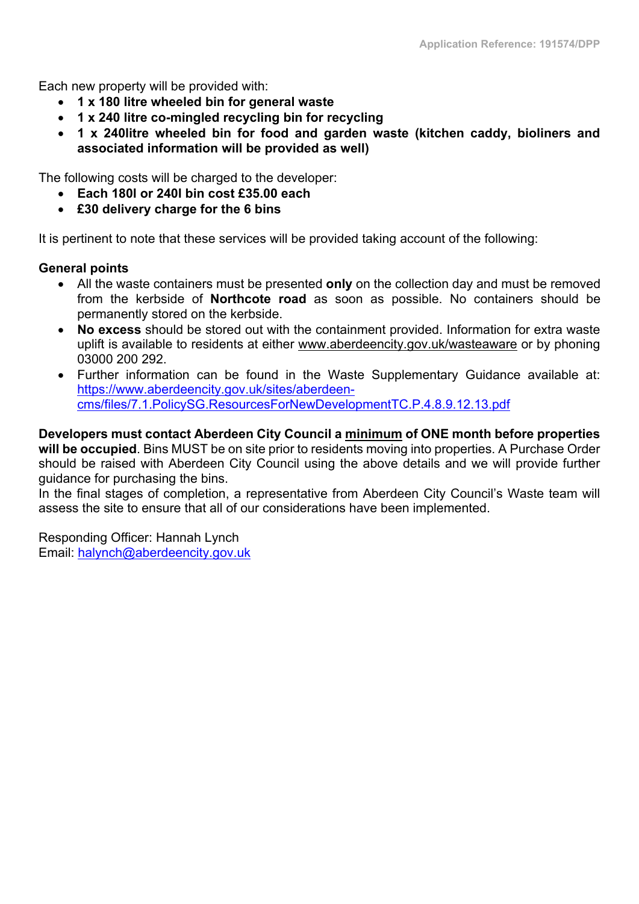Each new property will be provided with:

- **1 x 180 litre wheeled bin for general waste**
- **1 x 240 litre co-mingled recycling bin for recycling**
- **1 x 240litre wheeled bin for food and garden waste (kitchen caddy, bioliners and associated information will be provided as well)**

The following costs will be charged to the developer:

- **Each 180l or 240l bin cost £35.00 each**
- **£30 delivery charge for the 6 bins**

It is pertinent to note that these services will be provided taking account of the following:

**General points**

- All the waste containers must be presented **only** on the collection day and must be removed from the kerbside of **Northcote road** as soon as possible. No containers should be permanently stored on the kerbside.
- **No excess** should be stored out with the containment provided. Information for extra waste uplift is available to residents at either www.aberdeencity.gov.uk/wasteaware or by phoning 03000 200 292.
- Further information can be found in the Waste Supplementary Guidance available at: https://www.aberdeencity.gov.uk/sites/aberdeen-cms/files/7.1.PolicySG.ResourcesForNewDevelopmentTC.P.4.8.9.12.13.pdf

**Developers must contact Aberdeen City Council a minimum of ONE month before properties will be occupied**. Bins MUST be on site prior to residents moving into properties. A Purchase Order should be raised with Aberdeen City Council using the above details and we will provide further guidance for purchasing the bins.

In the final stages of completion, a representative from Aberdeen City Council's Waste team will assess the site to ensure that all of our considerations have been implemented.

Responding Officer: Hannah Lynch
Email: halynch@aberdeencity.gov.uk